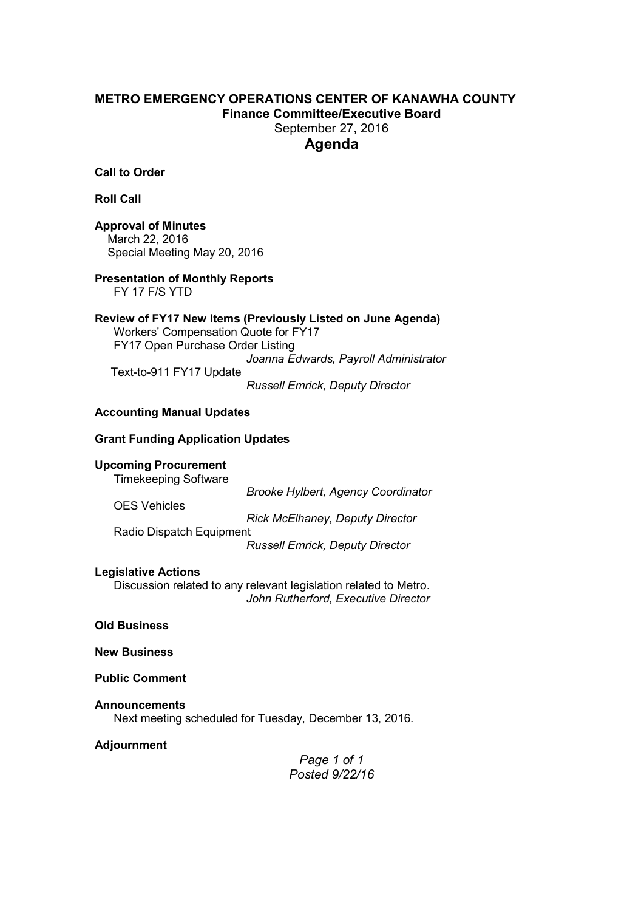# METRO EMERGENCY OPERATIONS CENTER OF KANAWHA COUNTY

## Finance Committee/Executive Board

September 27, 2016

## Agenda

**Call to Order**

**Roll Call**

**Approval of Minutes**

March 22, 2016
Special Meeting May 20, 2016

**Presentation of Monthly Reports**

FY 17 F/S YTD

**Review of FY17 New Items (Previously Listed on June Agenda)**

Workers' Compensation Quote for FY17
FY17 Open Purchase Order Listing
*Joanna Edwards, Payroll Administrator*

Text-to-911 FY17 Update
*Russell Emrick, Deputy Director*

**Accounting Manual Updates**

**Grant Funding Application Updates**

**Upcoming Procurement**

Timekeeping Software
*Brooke Hylbert, Agency Coordinator*

OES Vehicles
*Rick McElhaney, Deputy Director*

Radio Dispatch Equipment
*Russell Emrick, Deputy Director*

**Legislative Actions**

Discussion related to any relevant legislation related to Metro.
*John Rutherford, Executive Director*

**Old Business**

**New Business**

**Public Comment**

**Announcements**

Next meeting scheduled for Tuesday, December 13, 2016.

**Adjournment**

*Posted 9/22/16*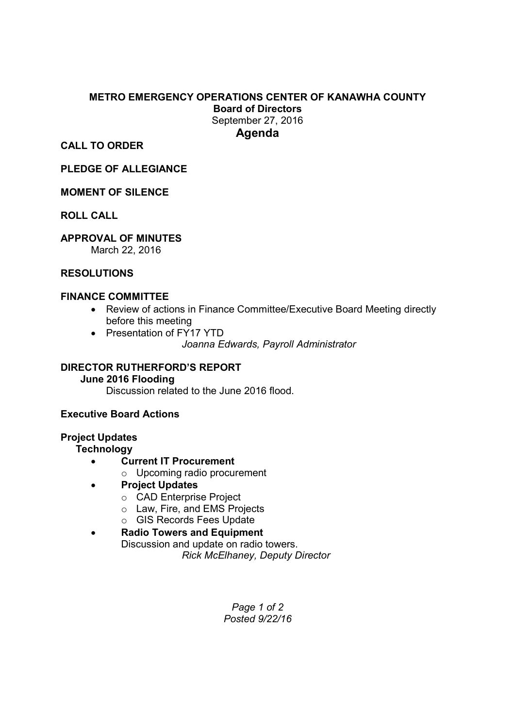**METRO EMERGENCY OPERATIONS CENTER OF KANAWHA COUNTY**
**Board of Directors**
September 27, 2016

# Agenda

**CALL TO ORDER**

**PLEDGE OF ALLEGIANCE**

**MOMENT OF SILENCE**

**ROLL CALL**

**APPROVAL OF MINUTES**
March 22, 2016

**RESOLUTIONS**

**FINANCE COMMITTEE**

- Review of actions in Finance Committee/Executive Board Meeting directly before this meeting
- Presentation of FY17 YTD

*Joanna Edwards, Payroll Administrator*

**DIRECTOR RUTHERFORD'S REPORT**

**June 2016 Flooding**

Discussion related to the June 2016 flood.

**Executive Board Actions**

**Project Updates**

**Technology**

- **Current IT Procurement**
  - Upcoming radio procurement
- **Project Updates**
  - CAD Enterprise Project
  - Law, Fire, and EMS Projects
  - GIS Records Fees Update
- **Radio Towers and Equipment**

  Discussion and update on radio towers.

  *Rick McElhaney, Deputy Director*

*Posted 9/22/16*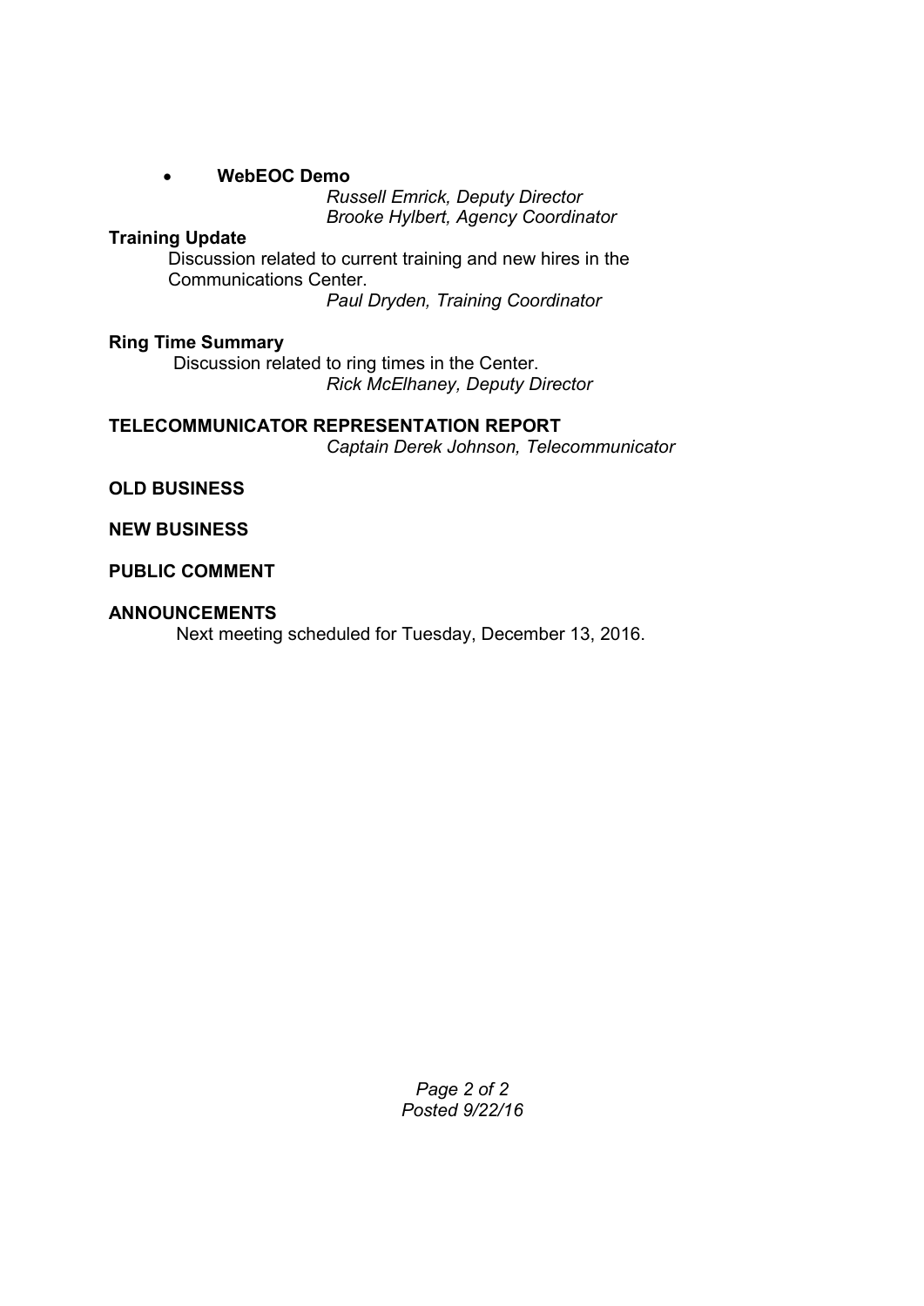- **WebEOC Demo**

  *Russell Emrick, Deputy Director*
  *Brooke Hylbert, Agency Coordinator*

**Training Update**

Discussion related to current training and new hires in the Communications Center.

*Paul Dryden, Training Coordinator*

**Ring Time Summary**

Discussion related to ring times in the Center.

*Rick McElhaney, Deputy Director*

**TELECOMMUNICATOR REPRESENTATION REPORT**

*Captain Derek Johnson, Telecommunicator*

**OLD BUSINESS**

**NEW BUSINESS**

**PUBLIC COMMENT**

**ANNOUNCEMENTS**

Next meeting scheduled for Tuesday, December 13, 2016.

*Posted 9/22/16*